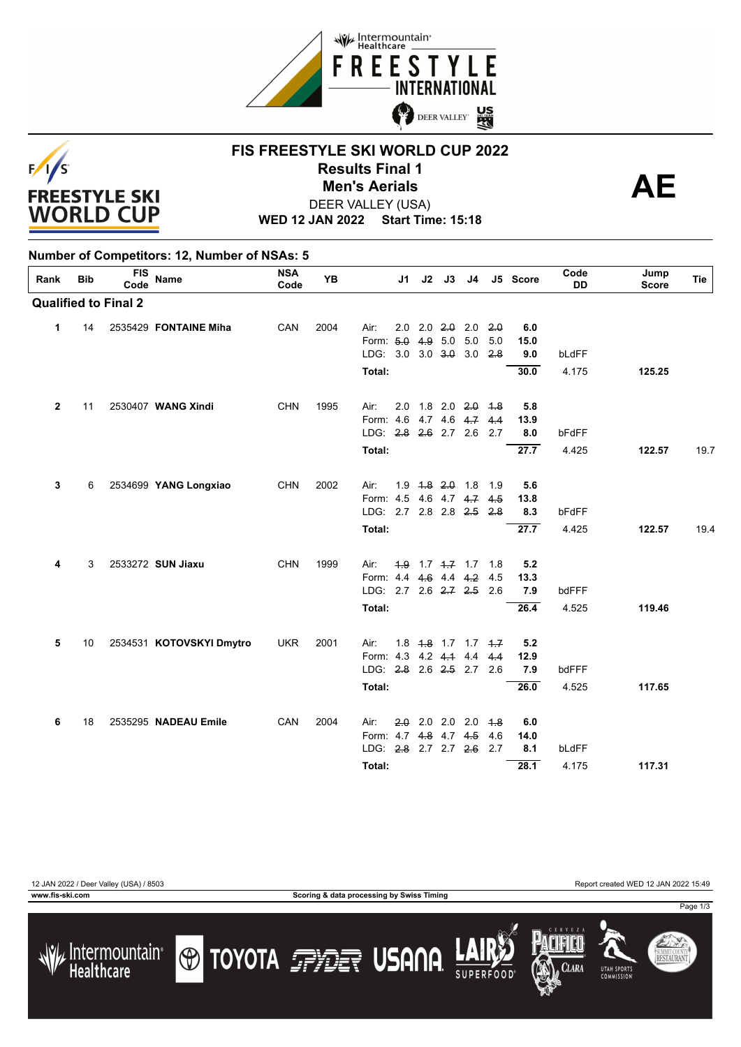# FIS FREESTYLE SKI WORLD CUP 2022

## Results Final 1

## Men's Aerials

DEER VALLEY (USA)

**WED 12 JAN 2022 Start Time: 15:18**

**AE**

### Number of Competitors: 12, Number of NSAs: 5

| Rank | Bib | FIS Code | Name | NSA Code | YB | | J1 | J2 | J3 | J4 | J5 | Score | Code DD | Jump Score | Tie |
|---|---|---|---|---|---|---|---|---|---|---|---|---|---|---|---|
| **Qualified to Final 2** | | | | | | | | | | | | | | | |
| **1** | 14 | 2535429 | **FONTAINE Miha** | CAN | 2004 | Air: | 2.0 | 2.0 | ~~2.0~~ | 2.0 | ~~2.0~~ | **6.0** | | | |
| | | | | | | Form: | ~~5.0~~ | ~~4.9~~ | 5.0 | 5.0 | 5.0 | **15.0** | | | |
| | | | | | | LDG: | 3.0 | 3.0 | ~~3.0~~ | 3.0 | ~~2.8~~ | **9.0** | bLdFF | | |
| | | | | | | **Total:** | | | | | | **30.0** | 4.175 | **125.25** | |
| **2** | 11 | 2530407 | **WANG Xindi** | CHN | 1995 | Air: | 2.0 | 1.8 | 2.0 | ~~2.0~~ | ~~1.8~~ | **5.8** | | | |
| | | | | | | Form: | 4.6 | 4.7 | 4.6 | ~~4.7~~ | ~~4.4~~ | **13.9** | | | |
| | | | | | | LDG: | ~~2.8~~ | ~~2.6~~ | 2.7 | 2.6 | 2.7 | **8.0** | bFdFF | | |
| | | | | | | **Total:** | | | | | | **27.7** | 4.425 | **122.57** | 19.7 |
| **3** | 6 | 2534699 | **YANG Longxiao** | CHN | 2002 | Air: | 1.9 | ~~1.8~~ | ~~2.0~~ | 1.8 | 1.9 | **5.6** | | | |
| | | | | | | Form: | 4.5 | 4.6 | 4.7 | ~~4.7~~ | ~~4.5~~ | **13.8** | | | |
| | | | | | | LDG: | 2.7 | 2.8 | 2.8 | ~~2.5~~ | ~~2.8~~ | **8.3** | bFdFF | | |
| | | | | | | **Total:** | | | | | | **27.7** | 4.425 | **122.57** | 19.4 |
| **4** | 3 | 2533272 | **SUN Jiaxu** | CHN | 1999 | Air: | ~~1.9~~ | 1.7 | ~~1.7~~ | 1.7 | 1.8 | **5.2** | | | |
| | | | | | | Form: | 4.4 | ~~4.6~~ | 4.4 | ~~4.2~~ | 4.5 | **13.3** | | | |
| | | | | | | LDG: | 2.7 | 2.6 | ~~2.7~~ | ~~2.5~~ | 2.6 | **7.9** | bdFFF | | |
| | | | | | | **Total:** | | | | | | **26.4** | 4.525 | **119.46** | |
| **5** | 10 | 2534531 | **KOTOVSKYI Dmytro** | UKR | 2001 | Air: | 1.8 | ~~1.8~~ | 1.7 | 1.7 | ~~1.7~~ | **5.2** | | | |
| | | | | | | Form: | 4.3 | 4.2 | ~~4.1~~ | 4.4 | ~~4.4~~ | **12.9** | | | |
| | | | | | | LDG: | ~~2.8~~ | 2.6 | ~~2.5~~ | 2.7 | 2.6 | **7.9** | bdFFF | | |
| | | | | | | **Total:** | | | | | | **26.0** | 4.525 | **117.65** | |
| **6** | 18 | 2535295 | **NADEAU Emile** | CAN | 2004 | Air: | ~~2.0~~ | 2.0 | 2.0 | 2.0 | ~~1.8~~ | **6.0** | | | |
| | | | | | | Form: | 4.7 | ~~4.8~~ | 4.7 | ~~4.5~~ | 4.6 | **14.0** | | | |
| | | | | | | LDG: | ~~2.8~~ | 2.7 | 2.7 | ~~2.6~~ | 2.7 | **8.1** | bLdFF | | |
| | | | | | | **Total:** | | | | | | **28.1** | 4.175 | **117.31** | |

12 JAN 2022 / Deer Valley (USA) / 8503 — Report created WED 12 JAN 2022 15:49

www.fis-ski.com — Scoring & data processing by Swiss Timing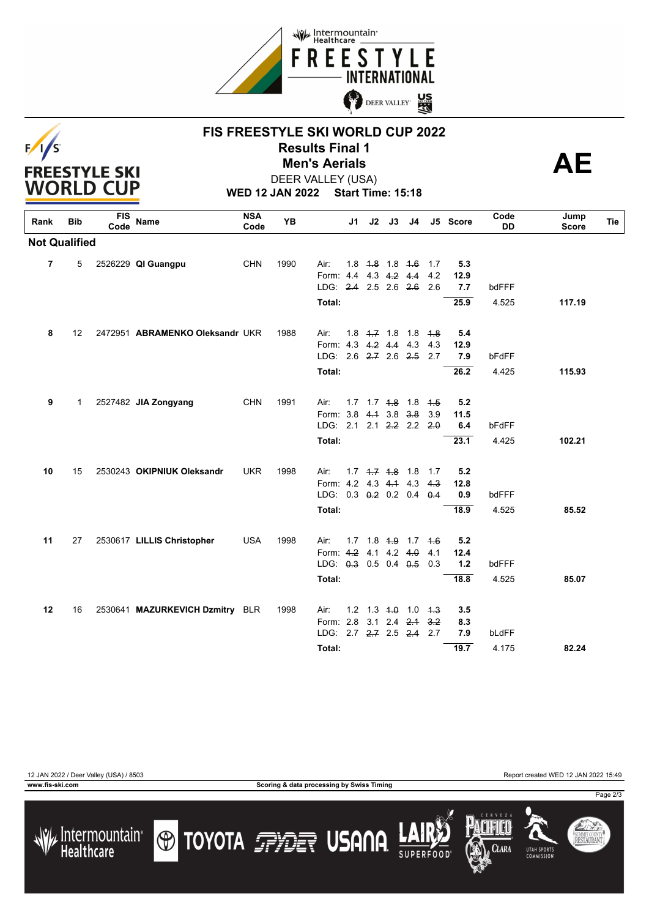# FIS FREESTYLE SKI WORLD CUP 2022

## Results Final 1

## Men's Aerials

DEER VALLEY (USA)

**WED 12 JAN 2022 Start Time: 15:18**

**AE**

| Rank | Bib | FIS Code | Name | NSA Code | YB | | J1 | J2 | J3 | J4 | J5 | Score | Code DD | Jump Score | Tie |
|---|---|---|---|---|---|---|---|---|---|---|---|---|---|---|---|
| **Not Qualified** | | | | | | | | | | | | | | | |
| 7 | 5 | 2526229 | **QI Guangpu** | CHN | 1990 | Air: | 1.8 | ~~1.8~~ | 1.8 | ~~1.6~~ | 1.7 | 5.3 | | | |
| | | | | | | Form: | 4.4 | 4.3 | ~~4.2~~ | ~~4.4~~ | 4.2 | 12.9 | | | |
| | | | | | | LDG: | ~~2.4~~ | 2.5 | 2.6 | ~~2.6~~ | 2.6 | 7.7 | bdFFF | | |
| | | | | | | **Total:** | | | | | | 25.9 | 4.525 | 117.19 | |
| 8 | 12 | 2472951 | **ABRAMENKO Oleksandr** | UKR | 1988 | Air: | 1.8 | ~~1.7~~ | 1.8 | 1.8 | ~~1.8~~ | 5.4 | | | |
| | | | | | | Form: | 4.3 | ~~4.2~~ | ~~4.4~~ | 4.3 | 4.3 | 12.9 | | | |
| | | | | | | LDG: | 2.6 | ~~2.7~~ | 2.6 | ~~2.5~~ | 2.7 | 7.9 | bFdFF | | |
| | | | | | | **Total:** | | | | | | 26.2 | 4.425 | 115.93 | |
| 9 | 1 | 2527482 | **JIA Zongyang** | CHN | 1991 | Air: | 1.7 | 1.7 | ~~1.8~~ | 1.8 | ~~1.5~~ | 5.2 | | | |
| | | | | | | Form: | 3.8 | ~~4.1~~ | 3.8 | ~~3.8~~ | 3.9 | 11.5 | | | |
| | | | | | | LDG: | 2.1 | 2.1 | ~~2.2~~ | 2.2 | ~~2.0~~ | 6.4 | bFdFF | | |
| | | | | | | **Total:** | | | | | | 23.1 | 4.425 | 102.21 | |
| 10 | 15 | 2530243 | **OKIPNIUK Oleksandr** | UKR | 1998 | Air: | 1.7 | ~~1.7~~ | ~~1.8~~ | 1.8 | 1.7 | 5.2 | | | |
| | | | | | | Form: | 4.2 | 4.3 | ~~4.1~~ | 4.3 | ~~4.3~~ | 12.8 | | | |
| | | | | | | LDG: | 0.3 | ~~0.2~~ | 0.2 | 0.4 | ~~0.4~~ | 0.9 | bdFFF | | |
| | | | | | | **Total:** | | | | | | 18.9 | 4.525 | 85.52 | |
| 11 | 27 | 2530617 | **LILLIS Christopher** | USA | 1998 | Air: | 1.7 | 1.8 | ~~1.9~~ | 1.7 | ~~1.6~~ | 5.2 | | | |
| | | | | | | Form: | ~~4.2~~ | 4.1 | 4.2 | ~~4.0~~ | 4.1 | 12.4 | | | |
| | | | | | | LDG: | ~~0.3~~ | 0.5 | 0.4 | ~~0.5~~ | 0.3 | 1.2 | bdFFF | | |
| | | | | | | **Total:** | | | | | | 18.8 | 4.525 | 85.07 | |
| 12 | 16 | 2530641 | **MAZURKEVICH Dzmitry** | BLR | 1998 | Air: | 1.2 | 1.3 | ~~1.0~~ | 1.0 | ~~1.3~~ | 3.5 | | | |
| | | | | | | Form: | 2.8 | 3.1 | 2.4 | ~~2.1~~ | ~~3.2~~ | 8.3 | | | |
| | | | | | | LDG: | 2.7 | ~~2.7~~ | 2.5 | ~~2.4~~ | 2.7 | 7.9 | bLdFF | | |
| | | | | | | **Total:** | | | | | | 19.7 | 4.175 | 82.24 | |

12 JAN 2022 / Deer Valley (USA) / 8503 — Report created WED 12 JAN 2022 15:49

www.fis-ski.com — Scoring & data processing by Swiss Timing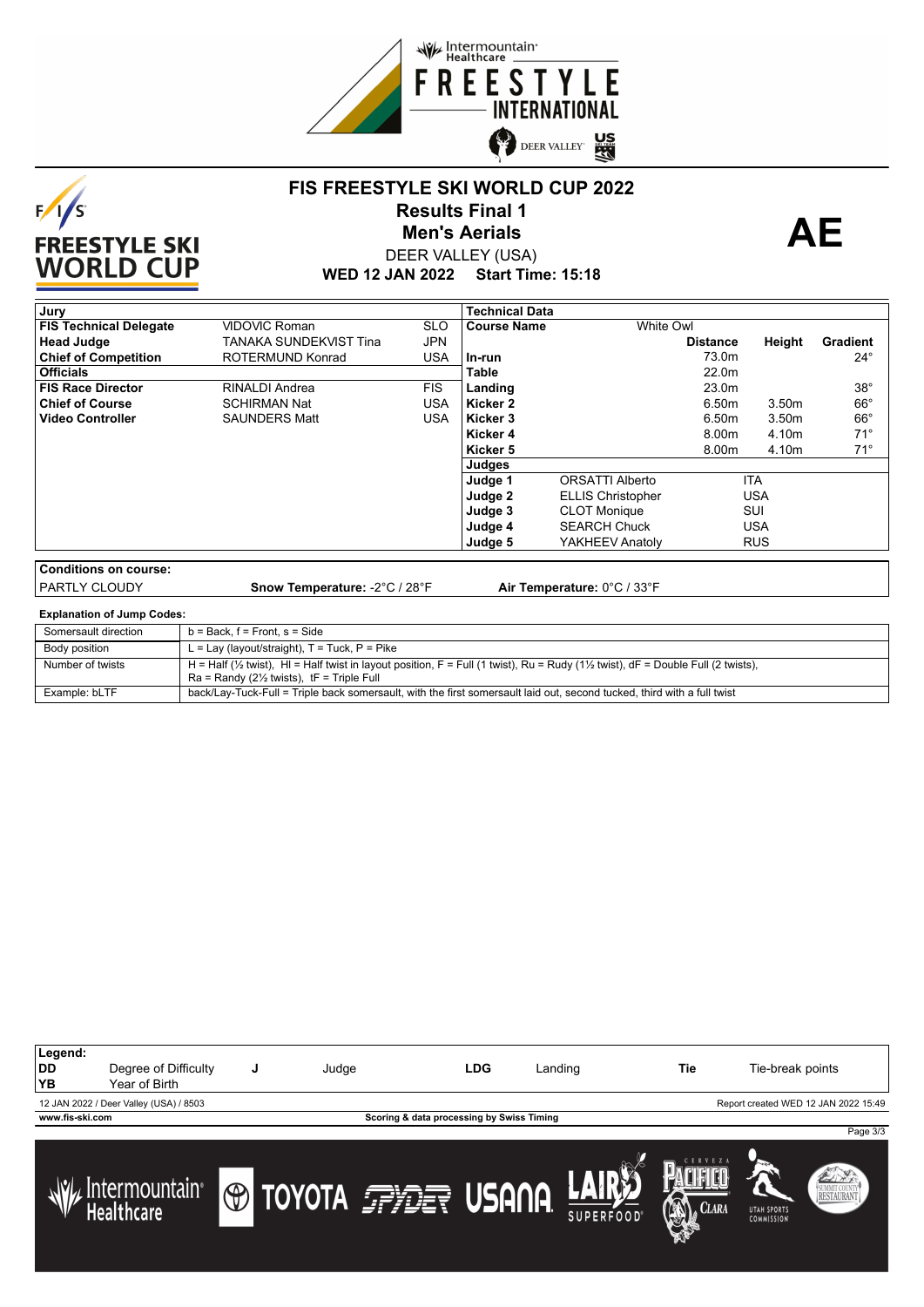# FIS FREESTYLE SKI WORLD CUP 2022

## Results Final 1

## Men's Aerials

**AE**

DEER VALLEY (USA)

**WED 12 JAN 2022 Start Time: 15:18**

| Jury | | |
|---|---|---|
| **FIS Technical Delegate** | VIDOVIC Roman | SLO |
| **Head Judge** | TANAKA SUNDEKVIST Tina | JPN |
| **Chief of Competition** | ROTERMUND Konrad | USA |
| **Officials** | | |
| **FIS Race Director** | RINALDI Andrea | FIS |
| **Chief of Course** | SCHIRMAN Nat | USA |
| **Video Controller** | SAUNDERS Matt | USA |

| Technical Data | | | | |
|---|---|---|---|---|
| **Course Name** | White Owl | | | |
| | | **Distance** | **Height** | **Gradient** |
| **In-run** | | 73.0m | | 24° |
| **Table** | | 22.0m | | |
| **Landing** | | 23.0m | | 38° |
| **Kicker 2** | | 6.50m | 3.50m | 66° |
| **Kicker 3** | | 6.50m | 3.50m | 66° |
| **Kicker 4** | | 8.00m | 4.10m | 71° |
| **Kicker 5** | | 8.00m | 4.10m | 71° |

| Judges | | |
|---|---|---|
| **Judge 1** | ORSATTI Alberto | ITA |
| **Judge 2** | ELLIS Christopher | USA |
| **Judge 3** | CLOT Monique | SUI |
| **Judge 4** | SEARCH Chuck | USA |
| **Judge 5** | YAKHEEV Anatoly | RUS |

**Conditions on course:**

PARTLY CLOUDY **Snow Temperature:** -2°C / 28°F **Air Temperature:** 0°C / 33°F

**Explanation of Jump Codes:**

| | |
|---|---|
| Somersault direction | b = Back, f = Front, s = Side |
| Body position | L = Lay (layout/straight), T = Tuck, P = Pike |
| Number of twists | H = Half (½ twist), Hl = Half twist in layout position, F = Full (1 twist), Ru = Rudy (1½ twist), dF = Double Full (2 twists), Ra = Randy (2½ twists), tF = Triple Full |
| Example: bLTF | back/Lay-Tuck-Full = Triple back somersault, with the first somersault laid out, second tucked, third with a full twist |

| Legend: | | | | | | | |
|---|---|---|---|---|---|---|---|
| **DD** | Degree of Difficulty | **J** | Judge | **LDG** | Landing | **Tie** | Tie-break points |
| **YB** | Year of Birth | | | | | | |

12 JAN 2022 / Deer Valley (USA) / 8503 Report created WED 12 JAN 2022 15:49

www.fis-ski.com Scoring & data processing by Swiss Timing